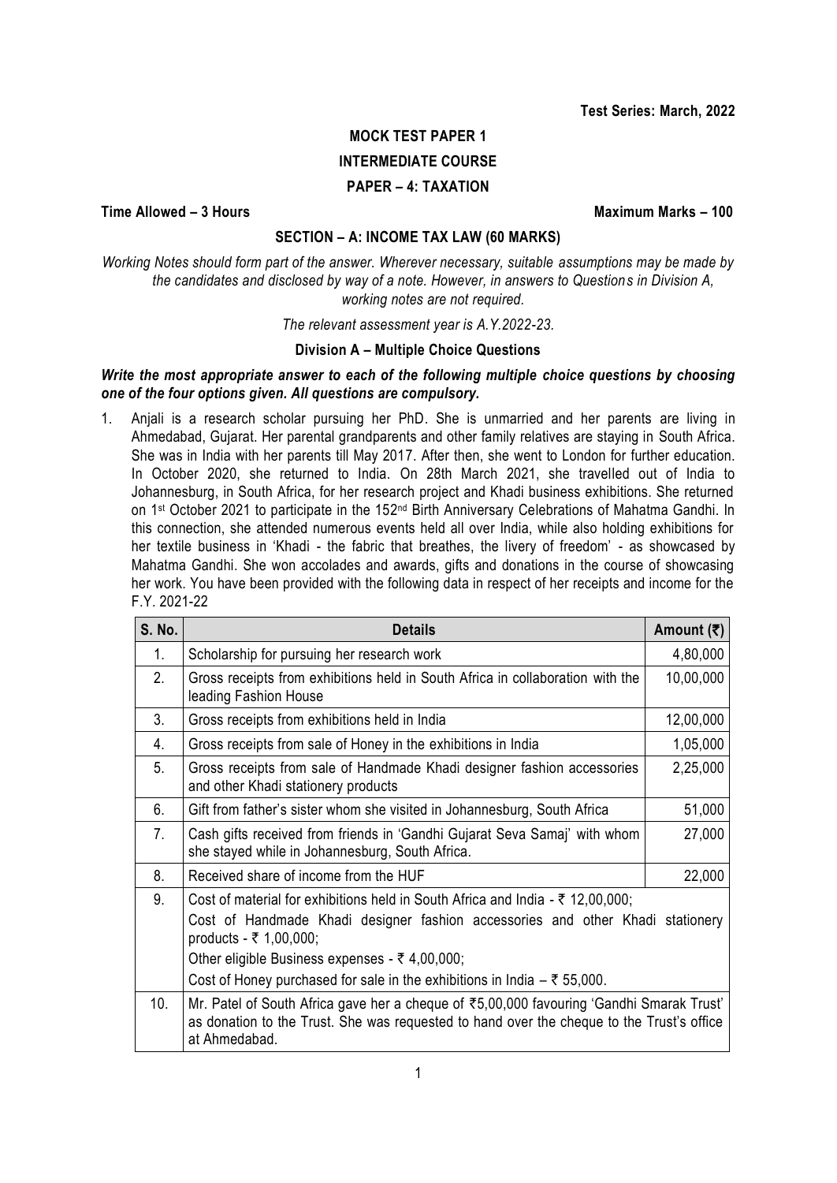**Test Series: March, 2022**

# MOCK TEST PAPER 1

## INTERMEDIATE COURSE

## PAPER – 4: TAXATION

**Time Allowed – 3 Hours** **Maximum Marks – 100**

### SECTION – A: INCOME TAX LAW (60 MARKS)

*Working Notes should form part of the answer. Wherever necessary, suitable assumptions may be made by the candidates and disclosed by way of a note. However, in answers to Questions in Division A, working notes are not required.*

*The relevant assessment year is A.Y.2022-23.*

#### Division A – Multiple Choice Questions

***Write the most appropriate answer to each of the following multiple choice questions by choosing one of the four options given. All questions are compulsory.***

1. Anjali is a research scholar pursuing her PhD. She is unmarried and her parents are living in Ahmedabad, Gujarat. Her parental grandparents and other family relatives are staying in South Africa. She was in India with her parents till May 2017. After then, she went to London for further education. In October 2020, she returned to India. On 28th March 2021, she travelled out of India to Johannesburg, in South Africa, for her research project and Khadi business exhibitions. She returned on 1st October 2021 to participate in the 152nd Birth Anniversary Celebrations of Mahatma Gandhi. In this connection, she attended numerous events held all over India, while also holding exhibitions for her textile business in 'Khadi - the fabric that breathes, the livery of freedom' - as showcased by Mahatma Gandhi. She won accolades and awards, gifts and donations in the course of showcasing her work. You have been provided with the following data in respect of her receipts and income for the F.Y. 2021-22

| S. No. | Details | Amount (₹) |
|---|---|---|
| 1. | Scholarship for pursuing her research work | 4,80,000 |
| 2. | Gross receipts from exhibitions held in South Africa in collaboration with the leading Fashion House | 10,00,000 |
| 3. | Gross receipts from exhibitions held in India | 12,00,000 |
| 4. | Gross receipts from sale of Honey in the exhibitions in India | 1,05,000 |
| 5. | Gross receipts from sale of Handmade Khadi designer fashion accessories and other Khadi stationery products | 2,25,000 |
| 6. | Gift from father's sister whom she visited in Johannesburg, South Africa | 51,000 |
| 7. | Cash gifts received from friends in 'Gandhi Gujarat Seva Samaj' with whom she stayed while in Johannesburg, South Africa. | 27,000 |
| 8. | Received share of income from the HUF | 22,000 |
| 9. | Cost of material for exhibitions held in South Africa and India - ₹ 12,00,000; Cost of Handmade Khadi designer fashion accessories and other Khadi stationery products - ₹ 1,00,000; Other eligible Business expenses - ₹ 4,00,000; Cost of Honey purchased for sale in the exhibitions in India – ₹ 55,000. | |
| 10. | Mr. Patel of South Africa gave her a cheque of ₹5,00,000 favouring 'Gandhi Smarak Trust' as donation to the Trust. She was requested to hand over the cheque to the Trust's office at Ahmedabad. | |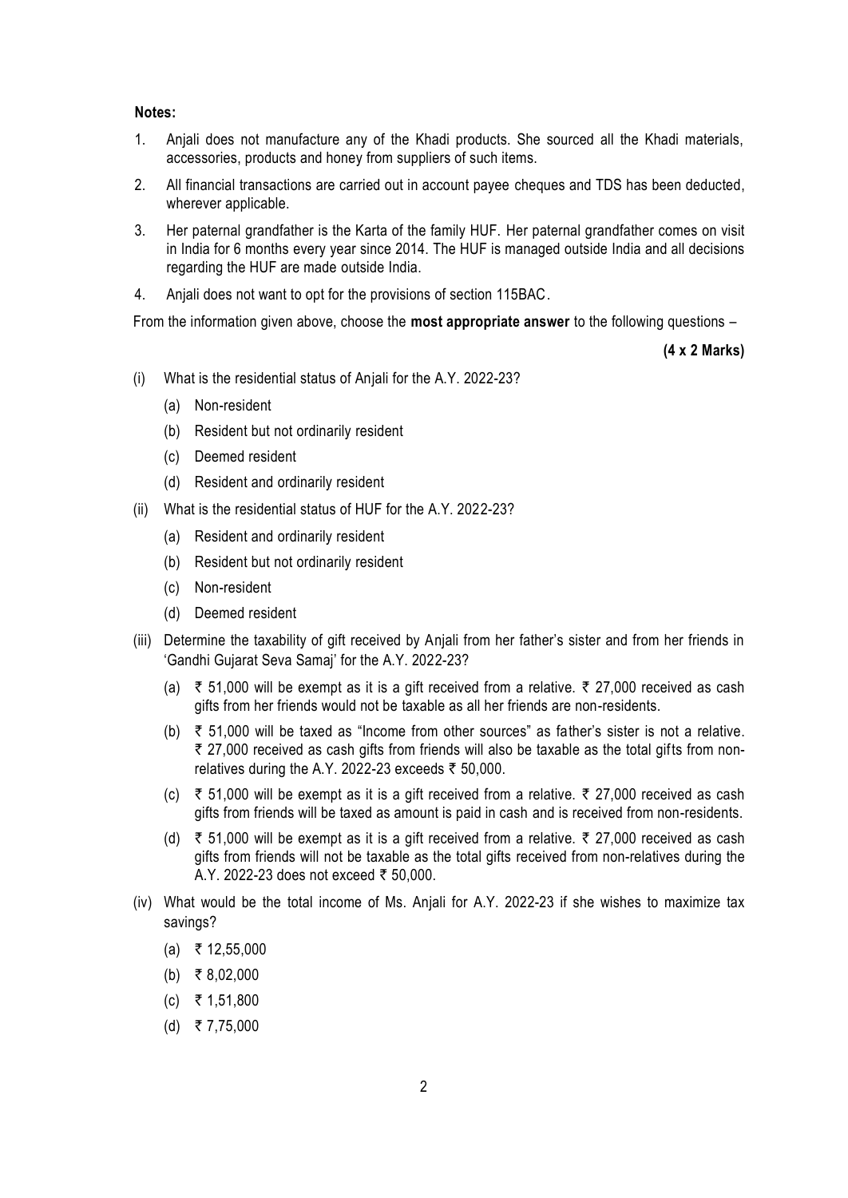**Notes:**

1. Anjali does not manufacture any of the Khadi products. She sourced all the Khadi materials, accessories, products and honey from suppliers of such items.
2. All financial transactions are carried out in account payee cheques and TDS has been deducted, wherever applicable.
3. Her paternal grandfather is the Karta of the family HUF. Her paternal grandfather comes on visit in India for 6 months every year since 2014. The HUF is managed outside India and all decisions regarding the HUF are made outside India.
4. Anjali does not want to opt for the provisions of section 115BAC.

From the information given above, choose the **most appropriate answer** to the following questions –

**(4 x 2 Marks)**

(i) What is the residential status of Anjali for the A.Y. 2022-23?

- (a) Non-resident
- (b) Resident but not ordinarily resident
- (c) Deemed resident
- (d) Resident and ordinarily resident

(ii) What is the residential status of HUF for the A.Y. 2022-23?

- (a) Resident and ordinarily resident
- (b) Resident but not ordinarily resident
- (c) Non-resident
- (d) Deemed resident

(iii) Determine the taxability of gift received by Anjali from her father's sister and from her friends in 'Gandhi Gujarat Seva Samaj' for the A.Y. 2022-23?

- (a) ₹ 51,000 will be exempt as it is a gift received from a relative. ₹ 27,000 received as cash gifts from her friends would not be taxable as all her friends are non-residents.
- (b) ₹ 51,000 will be taxed as "Income from other sources" as father's sister is not a relative. ₹ 27,000 received as cash gifts from friends will also be taxable as the total gifts from non-relatives during the A.Y. 2022-23 exceeds ₹ 50,000.
- (c) ₹ 51,000 will be exempt as it is a gift received from a relative. ₹ 27,000 received as cash gifts from friends will be taxed as amount is paid in cash and is received from non-residents.
- (d) ₹ 51,000 will be exempt as it is a gift received from a relative. ₹ 27,000 received as cash gifts from friends will not be taxable as the total gifts received from non-relatives during the A.Y. 2022-23 does not exceed ₹ 50,000.

(iv) What would be the total income of Ms. Anjali for A.Y. 2022-23 if she wishes to maximize tax savings?

- (a) ₹ 12,55,000
- (b) ₹ 8,02,000
- (c) ₹ 1,51,800
- (d) ₹ 7,75,000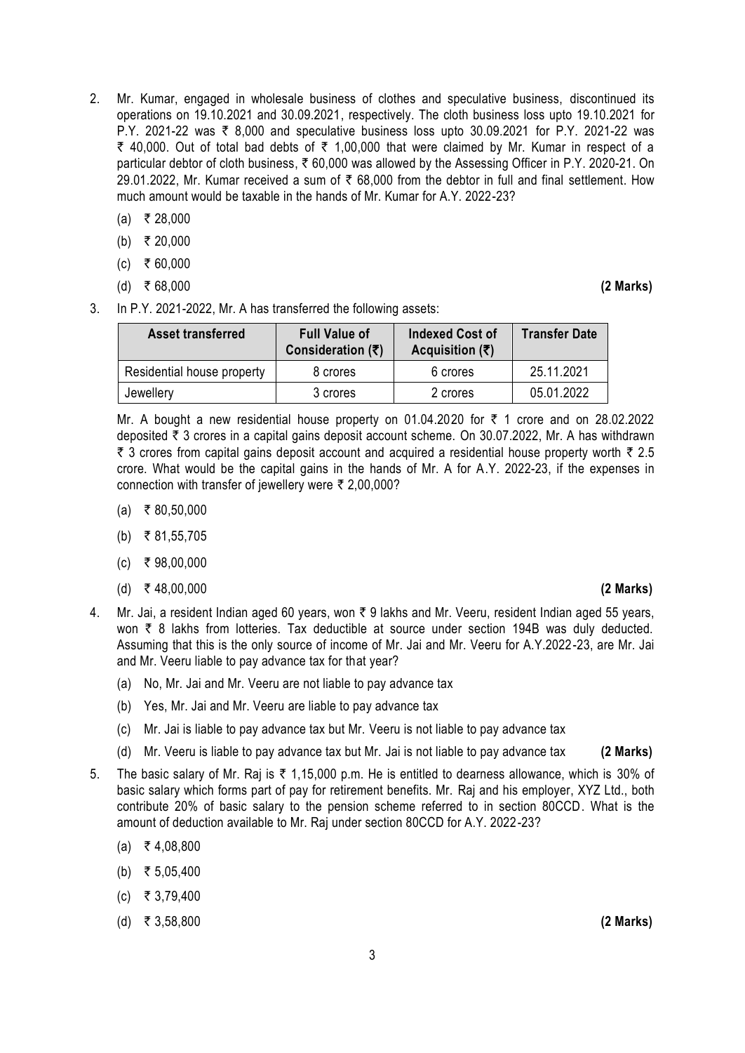2. Mr. Kumar, engaged in wholesale business of clothes and speculative business, discontinued its operations on 19.10.2021 and 30.09.2021, respectively. The cloth business loss upto 19.10.2021 for P.Y. 2021-22 was ₹ 8,000 and speculative business loss upto 30.09.2021 for P.Y. 2021-22 was ₹ 40,000. Out of total bad debts of ₹ 1,00,000 that were claimed by Mr. Kumar in respect of a particular debtor of cloth business, ₹ 60,000 was allowed by the Assessing Officer in P.Y. 2020-21. On 29.01.2022, Mr. Kumar received a sum of ₹ 68,000 from the debtor in full and final settlement. How much amount would be taxable in the hands of Mr. Kumar for A.Y. 2022-23?

   (a) ₹ 28,000

   (b) ₹ 20,000

   (c) ₹ 60,000

   (d) ₹ 68,000 **(2 Marks)**

3. In P.Y. 2021-2022, Mr. A has transferred the following assets:

| Asset transferred | Full Value of Consideration (₹) | Indexed Cost of Acquisition (₹) | Transfer Date |
|---|---|---|---|
| Residential house property | 8 crores | 6 crores | 25.11.2021 |
| Jewellery | 3 crores | 2 crores | 05.01.2022 |

   Mr. A bought a new residential house property on 01.04.2020 for ₹ 1 crore and on 28.02.2022 deposited ₹ 3 crores in a capital gains deposit account scheme. On 30.07.2022, Mr. A has withdrawn ₹ 3 crores from capital gains deposit account and acquired a residential house property worth ₹ 2.5 crore. What would be the capital gains in the hands of Mr. A for A.Y. 2022-23, if the expenses in connection with transfer of jewellery were ₹ 2,00,000?

   (a) ₹ 80,50,000

   (b) ₹ 81,55,705

   (c) ₹ 98,00,000

   (d) ₹ 48,00,000 **(2 Marks)**

4. Mr. Jai, a resident Indian aged 60 years, won ₹ 9 lakhs and Mr. Veeru, resident Indian aged 55 years, won ₹ 8 lakhs from lotteries. Tax deductible at source under section 194B was duly deducted. Assuming that this is the only source of income of Mr. Jai and Mr. Veeru for A.Y.2022-23, are Mr. Jai and Mr. Veeru liable to pay advance tax for that year?

   (a) No, Mr. Jai and Mr. Veeru are not liable to pay advance tax

   (b) Yes, Mr. Jai and Mr. Veeru are liable to pay advance tax

   (c) Mr. Jai is liable to pay advance tax but Mr. Veeru is not liable to pay advance tax

   (d) Mr. Veeru is liable to pay advance tax but Mr. Jai is not liable to pay advance tax **(2 Marks)**

5. The basic salary of Mr. Raj is ₹ 1,15,000 p.m. He is entitled to dearness allowance, which is 30% of basic salary which forms part of pay for retirement benefits. Mr. Raj and his employer, XYZ Ltd., both contribute 20% of basic salary to the pension scheme referred to in section 80CCD. What is the amount of deduction available to Mr. Raj under section 80CCD for A.Y. 2022-23?

   (a) ₹ 4,08,800

   (b) ₹ 5,05,400

   (c) ₹ 3,79,400

   (d) ₹ 3,58,800 **(2 Marks)**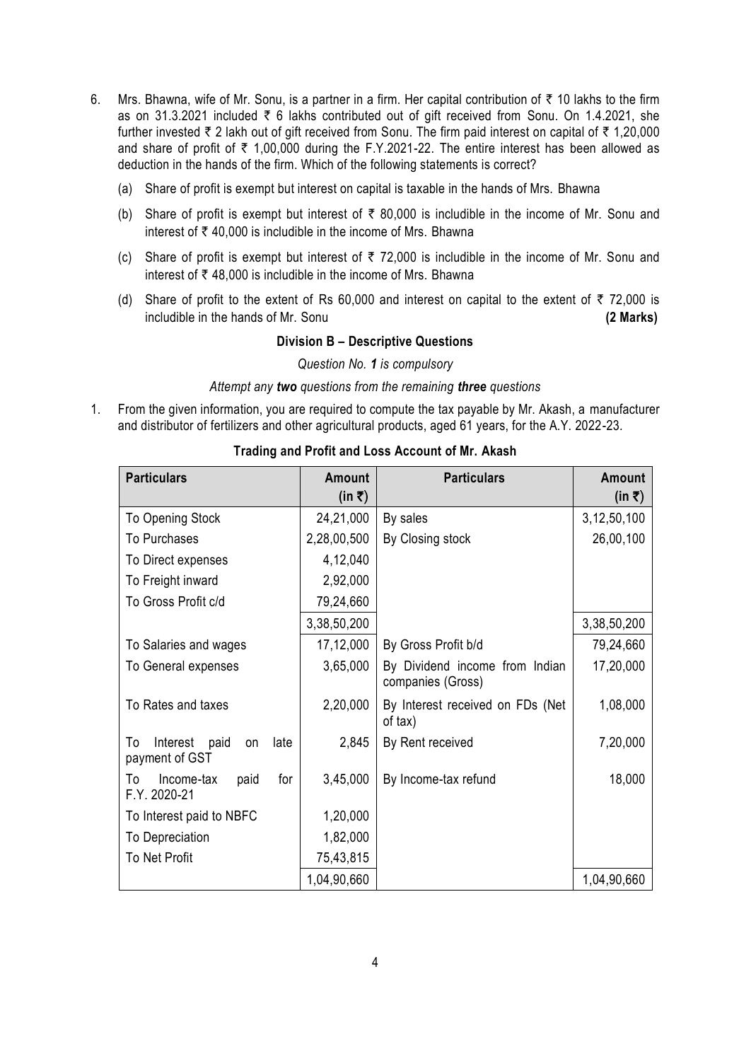6. Mrs. Bhawna, wife of Mr. Sonu, is a partner in a firm. Her capital contribution of ₹ 10 lakhs to the firm as on 31.3.2021 included ₹ 6 lakhs contributed out of gift received from Sonu. On 1.4.2021, she further invested ₹ 2 lakh out of gift received from Sonu. The firm paid interest on capital of ₹ 1,20,000 and share of profit of ₹ 1,00,000 during the F.Y.2021-22. The entire interest has been allowed as deduction in the hands of the firm. Which of the following statements is correct?

   (a) Share of profit is exempt but interest on capital is taxable in the hands of Mrs. Bhawna

   (b) Share of profit is exempt but interest of ₹ 80,000 is includible in the income of Mr. Sonu and interest of ₹ 40,000 is includible in the income of Mrs. Bhawna

   (c) Share of profit is exempt but interest of ₹ 72,000 is includible in the income of Mr. Sonu and interest of ₹ 48,000 is includible in the income of Mrs. Bhawna

   (d) Share of profit to the extent of Rs 60,000 and interest on capital to the extent of ₹ 72,000 is includible in the hands of Mr. Sonu **(2 Marks)**

### Division B – Descriptive Questions

*Question No. **1** is compulsory*

*Attempt any **two** questions from the remaining **three** questions*

1. From the given information, you are required to compute the tax payable by Mr. Akash, a manufacturer and distributor of fertilizers and other agricultural products, aged 61 years, for the A.Y. 2022-23.

**Trading and Profit and Loss Account of Mr. Akash**

| Particulars | Amount (in ₹) | Particulars | Amount (in ₹) |
|---|---|---|---|
| To Opening Stock | 24,21,000 | By sales | 3,12,50,100 |
| To Purchases | 2,28,00,500 | By Closing stock | 26,00,100 |
| To Direct expenses | 4,12,040 | | |
| To Freight inward | 2,92,000 | | |
| To Gross Profit c/d | 79,24,660 | | |
| | 3,38,50,200 | | 3,38,50,200 |
| To Salaries and wages | 17,12,000 | By Gross Profit b/d | 79,24,660 |
| To General expenses | 3,65,000 | By Dividend income from Indian companies (Gross) | 17,20,000 |
| To Rates and taxes | 2,20,000 | By Interest received on FDs (Net of tax) | 1,08,000 |
| To Interest paid on late payment of GST | 2,845 | By Rent received | 7,20,000 |
| To Income-tax paid for F.Y. 2020-21 | 3,45,000 | By Income-tax refund | 18,000 |
| To Interest paid to NBFC | 1,20,000 | | |
| To Depreciation | 1,82,000 | | |
| To Net Profit | 75,43,815 | | |
| | 1,04,90,660 | | 1,04,90,660 |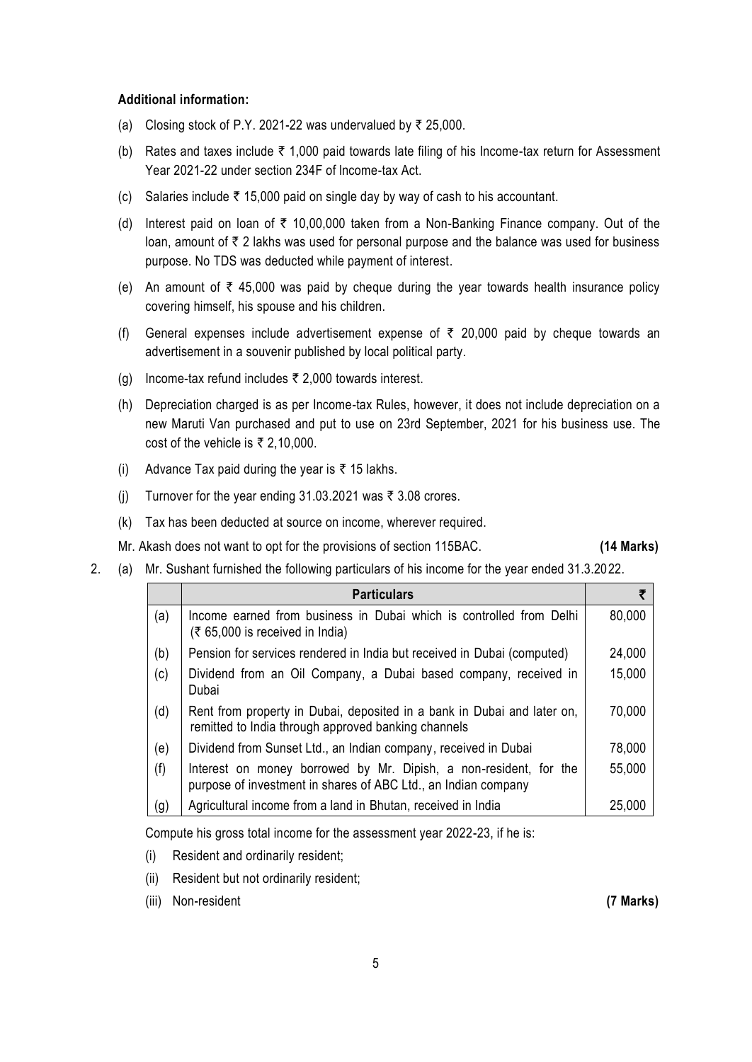**Additional information:**

(a) Closing stock of P.Y. 2021-22 was undervalued by ₹ 25,000.

(b) Rates and taxes include ₹ 1,000 paid towards late filing of his Income-tax return for Assessment Year 2021-22 under section 234F of Income-tax Act.

(c) Salaries include ₹ 15,000 paid on single day by way of cash to his accountant.

(d) Interest paid on loan of ₹ 10,00,000 taken from a Non-Banking Finance company. Out of the loan, amount of ₹ 2 lakhs was used for personal purpose and the balance was used for business purpose. No TDS was deducted while payment of interest.

(e) An amount of ₹ 45,000 was paid by cheque during the year towards health insurance policy covering himself, his spouse and his children.

(f) General expenses include advertisement expense of ₹ 20,000 paid by cheque towards an advertisement in a souvenir published by local political party.

(g) Income-tax refund includes ₹ 2,000 towards interest.

(h) Depreciation charged is as per Income-tax Rules, however, it does not include depreciation on a new Maruti Van purchased and put to use on 23rd September, 2021 for his business use. The cost of the vehicle is ₹ 2,10,000.

(i) Advance Tax paid during the year is ₹ 15 lakhs.

(j) Turnover for the year ending 31.03.2021 was ₹ 3.08 crores.

(k) Tax has been deducted at source on income, wherever required.

Mr. Akash does not want to opt for the provisions of section 115BAC. **(14 Marks)**

2. (a) Mr. Sushant furnished the following particulars of his income for the year ended 31.3.2022.

| | **Particulars** | **₹** |
|---|---|---|
| (a) | Income earned from business in Dubai which is controlled from Delhi (₹ 65,000 is received in India) | 80,000 |
| (b) | Pension for services rendered in India but received in Dubai (computed) | 24,000 |
| (c) | Dividend from an Oil Company, a Dubai based company, received in Dubai | 15,000 |
| (d) | Rent from property in Dubai, deposited in a bank in Dubai and later on, remitted to India through approved banking channels | 70,000 |
| (e) | Dividend from Sunset Ltd., an Indian company, received in Dubai | 78,000 |
| (f) | Interest on money borrowed by Mr. Dipish, a non-resident, for the purpose of investment in shares of ABC Ltd., an Indian company | 55,000 |
| (g) | Agricultural income from a land in Bhutan, received in India | 25,000 |

Compute his gross total income for the assessment year 2022-23, if he is:

(i) Resident and ordinarily resident;

(ii) Resident but not ordinarily resident;

(iii) Non-resident **(7 Marks)**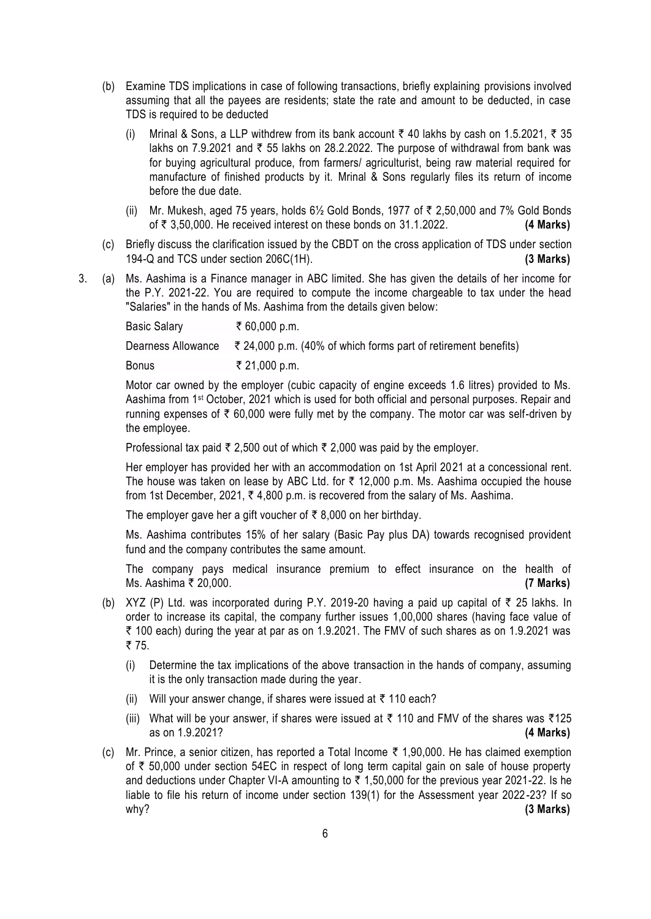(b) Examine TDS implications in case of following transactions, briefly explaining provisions involved assuming that all the payees are residents; state the rate and amount to be deducted, in case TDS is required to be deducted

(i) Mrinal & Sons, a LLP withdrew from its bank account ₹ 40 lakhs by cash on 1.5.2021, ₹ 35 lakhs on 7.9.2021 and ₹ 55 lakhs on 28.2.2022. The purpose of withdrawal from bank was for buying agricultural produce, from farmers/ agriculturist, being raw material required for manufacture of finished products by it. Mrinal & Sons regularly files its return of income before the due date.

(ii) Mr. Mukesh, aged 75 years, holds 6½ Gold Bonds, 1977 of ₹ 2,50,000 and 7% Gold Bonds of ₹ 3,50,000. He received interest on these bonds on 31.1.2022. **(4 Marks)**

(c) Briefly discuss the clarification issued by the CBDT on the cross application of TDS under section 194-Q and TCS under section 206C(1H). **(3 Marks)**

3. (a) Ms. Aashima is a Finance manager in ABC limited. She has given the details of her income for the P.Y. 2021-22. You are required to compute the income chargeable to tax under the head "Salaries" in the hands of Ms. Aashima from the details given below:

| | |
|---|---|
| Basic Salary | ₹ 60,000 p.m. |
| Dearness Allowance | ₹ 24,000 p.m. (40% of which forms part of retirement benefits) |
| Bonus | ₹ 21,000 p.m. |

Motor car owned by the employer (cubic capacity of engine exceeds 1.6 litres) provided to Ms. Aashima from 1st October, 2021 which is used for both official and personal purposes. Repair and running expenses of ₹ 60,000 were fully met by the company. The motor car was self-driven by the employee.

Professional tax paid ₹ 2,500 out of which ₹ 2,000 was paid by the employer.

Her employer has provided her with an accommodation on 1st April 2021 at a concessional rent. The house was taken on lease by ABC Ltd. for ₹ 12,000 p.m. Ms. Aashima occupied the house from 1st December, 2021, ₹ 4,800 p.m. is recovered from the salary of Ms. Aashima.

The employer gave her a gift voucher of ₹ 8,000 on her birthday.

Ms. Aashima contributes 15% of her salary (Basic Pay plus DA) towards recognised provident fund and the company contributes the same amount.

The company pays medical insurance premium to effect insurance on the health of Ms. Aashima ₹ 20,000. **(7 Marks)**

(b) XYZ (P) Ltd. was incorporated during P.Y. 2019-20 having a paid up capital of ₹ 25 lakhs. In order to increase its capital, the company further issues 1,00,000 shares (having face value of ₹ 100 each) during the year at par as on 1.9.2021. The FMV of such shares as on 1.9.2021 was ₹ 75.

(i) Determine the tax implications of the above transaction in the hands of company, assuming it is the only transaction made during the year.

(ii) Will your answer change, if shares were issued at ₹ 110 each?

(iii) What will be your answer, if shares were issued at ₹ 110 and FMV of the shares was ₹125 as on 1.9.2021? **(4 Marks)**

(c) Mr. Prince, a senior citizen, has reported a Total Income ₹ 1,90,000. He has claimed exemption of ₹ 50,000 under section 54EC in respect of long term capital gain on sale of house property and deductions under Chapter VI-A amounting to ₹ 1,50,000 for the previous year 2021-22. Is he liable to file his return of income under section 139(1) for the Assessment year 2022-23? If so why? **(3 Marks)**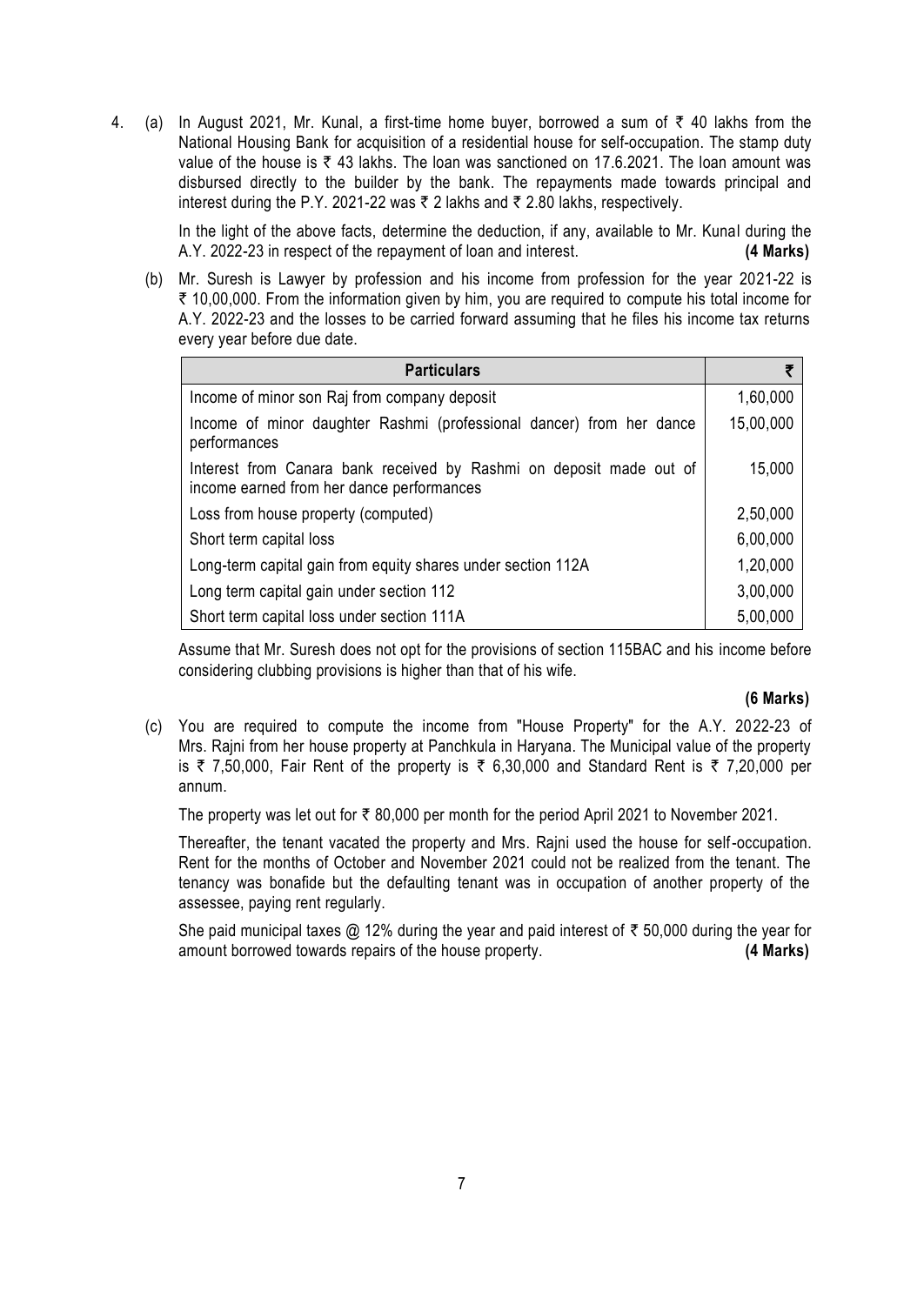4. (a) In August 2021, Mr. Kunal, a first-time home buyer, borrowed a sum of ₹ 40 lakhs from the National Housing Bank for acquisition of a residential house for self-occupation. The stamp duty value of the house is ₹ 43 lakhs. The loan was sanctioned on 17.6.2021. The loan amount was disbursed directly to the builder by the bank. The repayments made towards principal and interest during the P.Y. 2021-22 was ₹ 2 lakhs and ₹ 2.80 lakhs, respectively.

   In the light of the above facts, determine the deduction, if any, available to Mr. Kunal during the A.Y. 2022-23 in respect of the repayment of loan and interest. **(4 Marks)**

   (b) Mr. Suresh is Lawyer by profession and his income from profession for the year 2021-22 is ₹ 10,00,000. From the information given by him, you are required to compute his total income for A.Y. 2022-23 and the losses to be carried forward assuming that he files his income tax returns every year before due date.

| Particulars | ₹ |
|---|---|
| Income of minor son Raj from company deposit | 1,60,000 |
| Income of minor daughter Rashmi (professional dancer) from her dance performances | 15,00,000 |
| Interest from Canara bank received by Rashmi on deposit made out of income earned from her dance performances | 15,000 |
| Loss from house property (computed) | 2,50,000 |
| Short term capital loss | 6,00,000 |
| Long-term capital gain from equity shares under section 112A | 1,20,000 |
| Long term capital gain under section 112 | 3,00,000 |
| Short term capital loss under section 111A | 5,00,000 |

   Assume that Mr. Suresh does not opt for the provisions of section 115BAC and his income before considering clubbing provisions is higher than that of his wife.

   **(6 Marks)**

   (c) You are required to compute the income from "House Property" for the A.Y. 2022-23 of Mrs. Rajni from her house property at Panchkula in Haryana. The Municipal value of the property is ₹ 7,50,000, Fair Rent of the property is ₹ 6,30,000 and Standard Rent is ₹ 7,20,000 per annum.

   The property was let out for ₹ 80,000 per month for the period April 2021 to November 2021.

   Thereafter, the tenant vacated the property and Mrs. Rajni used the house for self-occupation. Rent for the months of October and November 2021 could not be realized from the tenant. The tenancy was bonafide but the defaulting tenant was in occupation of another property of the assessee, paying rent regularly.

   She paid municipal taxes @ 12% during the year and paid interest of ₹ 50,000 during the year for amount borrowed towards repairs of the house property. **(4 Marks)**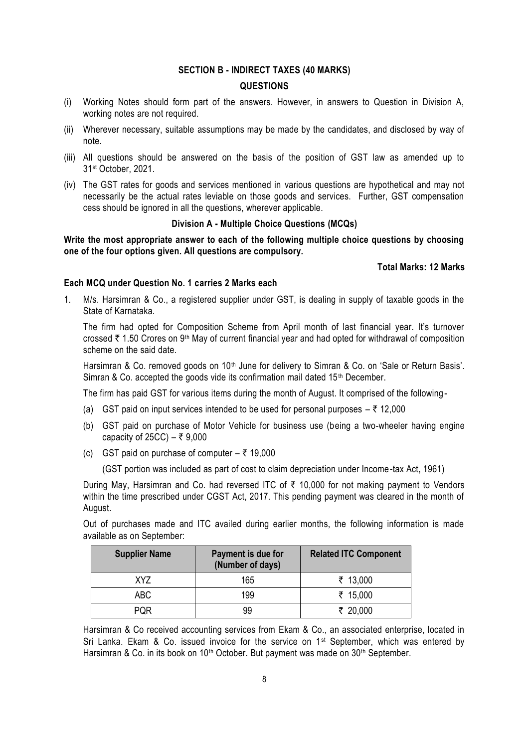## SECTION B - INDIRECT TAXES (40 MARKS)

### QUESTIONS

(i) Working Notes should form part of the answers. However, in answers to Question in Division A, working notes are not required.

(ii) Wherever necessary, suitable assumptions may be made by the candidates, and disclosed by way of note.

(iii) All questions should be answered on the basis of the position of GST law as amended up to 31st October, 2021.

(iv) The GST rates for goods and services mentioned in various questions are hypothetical and may not necessarily be the actual rates leviable on those goods and services. Further, GST compensation cess should be ignored in all the questions, wherever applicable.

### Division A - Multiple Choice Questions (MCQs)

**Write the most appropriate answer to each of the following multiple choice questions by choosing one of the four options given. All questions are compulsory.**

**Total Marks: 12 Marks**

**Each MCQ under Question No. 1 carries 2 Marks each**

1. M/s. Harsimran & Co., a registered supplier under GST, is dealing in supply of taxable goods in the State of Karnataka.

   The firm had opted for Composition Scheme from April month of last financial year. It's turnover crossed ₹ 1.50 Crores on 9th May of current financial year and had opted for withdrawal of composition scheme on the said date.

   Harsimran & Co. removed goods on 10th June for delivery to Simran & Co. on 'Sale or Return Basis'. Simran & Co. accepted the goods vide its confirmation mail dated 15th December.

   The firm has paid GST for various items during the month of August. It comprised of the following-

   (a) GST paid on input services intended to be used for personal purposes – ₹ 12,000

   (b) GST paid on purchase of Motor Vehicle for business use (being a two-wheeler having engine capacity of 25CC) – ₹ 9,000

   (c) GST paid on purchase of computer – ₹ 19,000

   (GST portion was included as part of cost to claim depreciation under Income-tax Act, 1961)

   During May, Harsimran and Co. had reversed ITC of ₹ 10,000 for not making payment to Vendors within the time prescribed under CGST Act, 2017. This pending payment was cleared in the month of August.

   Out of purchases made and ITC availed during earlier months, the following information is made available as on September:

| Supplier Name | Payment is due for (Number of days) | Related ITC Component |
|---|---|---|
| XYZ | 165 | ₹ 13,000 |
| ABC | 199 | ₹ 15,000 |
| PQR | 99 | ₹ 20,000 |

   Harsimran & Co received accounting services from Ekam & Co., an associated enterprise, located in Sri Lanka. Ekam & Co. issued invoice for the service on 1st September, which was entered by Harsimran & Co. in its book on 10th October. But payment was made on 30th September.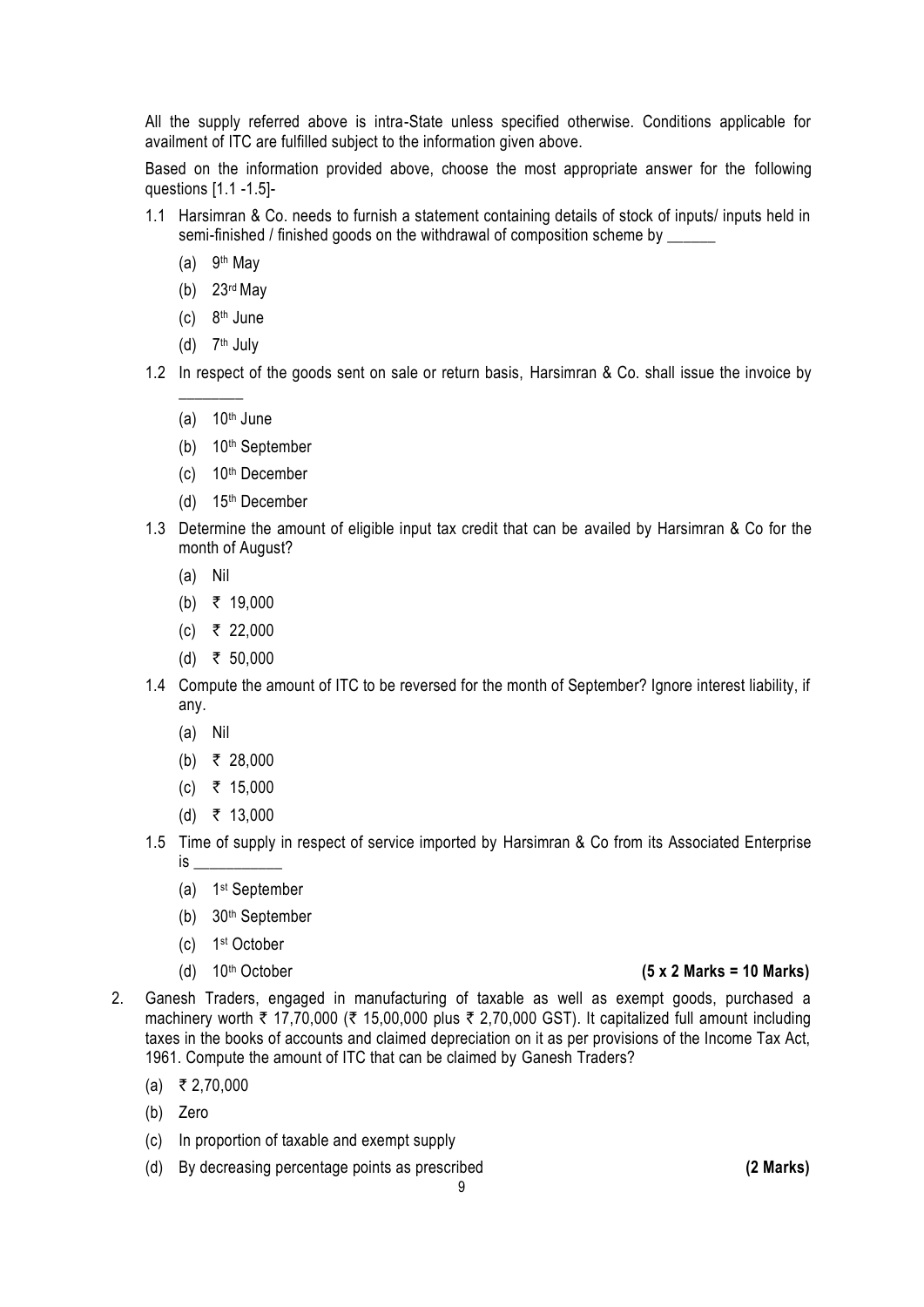All the supply referred above is intra-State unless specified otherwise. Conditions applicable for availment of ITC are fulfilled subject to the information given above.

Based on the information provided above, choose the most appropriate answer for the following questions [1.1 -1.5]-

1.1 Harsimran & Co. needs to furnish a statement containing details of stock of inputs/ inputs held in semi-finished / finished goods on the withdrawal of composition scheme by ______

   (a) 9th May

   (b) 23rd May

   (c) 8th June

   (d) 7th July

1.2 In respect of the goods sent on sale or return basis, Harsimran & Co. shall issue the invoice by ________

   (a) 10th June

   (b) 10th September

   (c) 10th December

   (d) 15th December

1.3 Determine the amount of eligible input tax credit that can be availed by Harsimran & Co for the month of August?

   (a) Nil

   (b) ₹ 19,000

   (c) ₹ 22,000

   (d) ₹ 50,000

1.4 Compute the amount of ITC to be reversed for the month of September? Ignore interest liability, if any.

   (a) Nil

   (b) ₹ 28,000

   (c) ₹ 15,000

   (d) ₹ 13,000

1.5 Time of supply in respect of service imported by Harsimran & Co from its Associated Enterprise is ___________

   (a) 1st September

   (b) 30th September

   (c) 1st October

   (d) 10th October **(5 x 2 Marks = 10 Marks)**

2. Ganesh Traders, engaged in manufacturing of taxable as well as exempt goods, purchased a machinery worth ₹ 17,70,000 (₹ 15,00,000 plus ₹ 2,70,000 GST). It capitalized full amount including taxes in the books of accounts and claimed depreciation on it as per provisions of the Income Tax Act, 1961. Compute the amount of ITC that can be claimed by Ganesh Traders?

   (a) ₹ 2,70,000

   (b) Zero

   (c) In proportion of taxable and exempt supply

   (d) By decreasing percentage points as prescribed **(2 Marks)**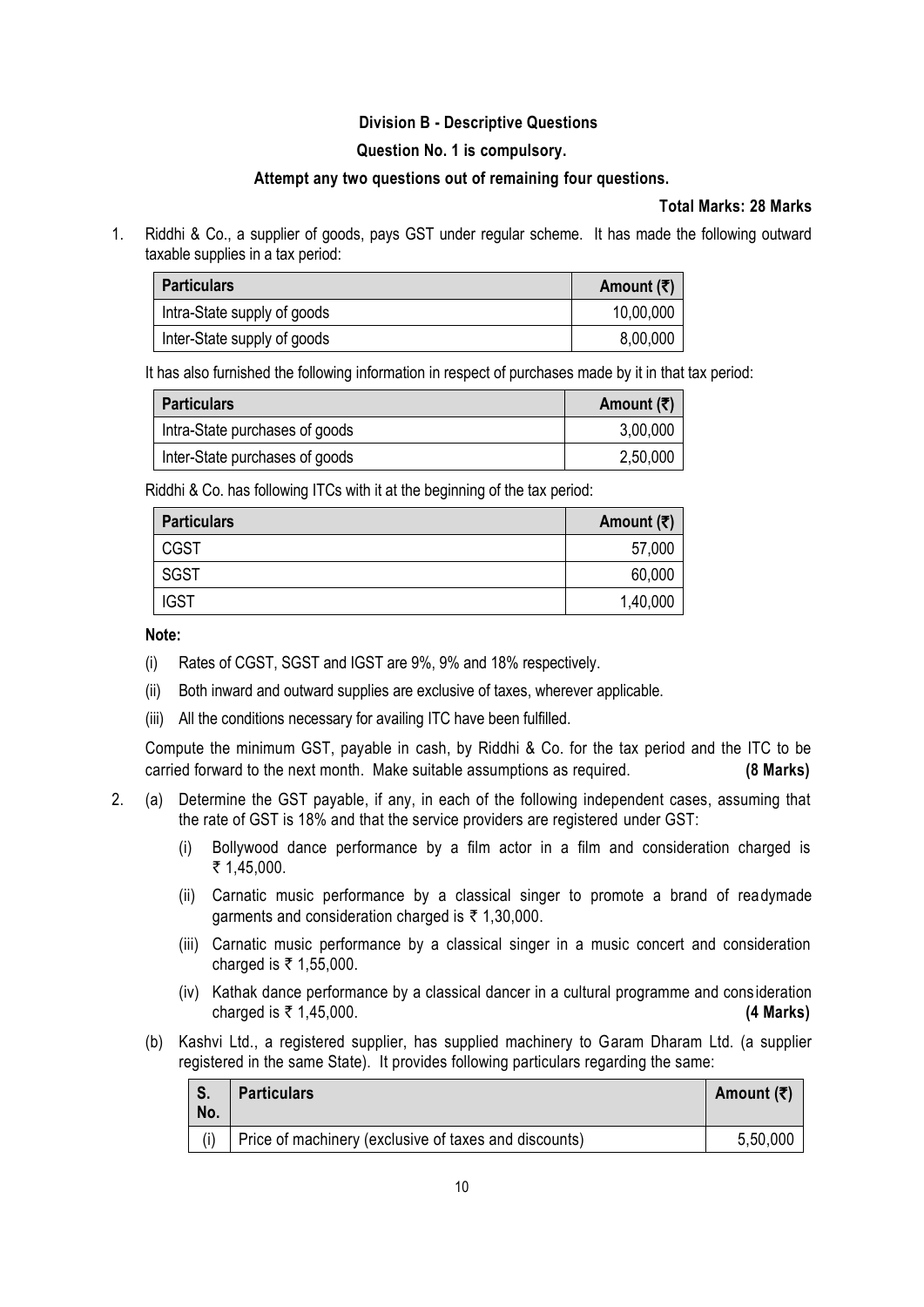### Division B - Descriptive Questions

**Question No. 1 is compulsory.**

**Attempt any two questions out of remaining four questions.**

**Total Marks: 28 Marks**

1. Riddhi & Co., a supplier of goods, pays GST under regular scheme. It has made the following outward taxable supplies in a tax period:

| Particulars | Amount (₹) |
|---|---|
| Intra-State supply of goods | 10,00,000 |
| Inter-State supply of goods | 8,00,000 |

It has also furnished the following information in respect of purchases made by it in that tax period:

| Particulars | Amount (₹) |
|---|---|
| Intra-State purchases of goods | 3,00,000 |
| Inter-State purchases of goods | 2,50,000 |

Riddhi & Co. has following ITCs with it at the beginning of the tax period:

| Particulars | Amount (₹) |
|---|---|
| CGST | 57,000 |
| SGST | 60,000 |
| IGST | 1,40,000 |

**Note:**

(i) Rates of CGST, SGST and IGST are 9%, 9% and 18% respectively.

(ii) Both inward and outward supplies are exclusive of taxes, wherever applicable.

(iii) All the conditions necessary for availing ITC have been fulfilled.

Compute the minimum GST, payable in cash, by Riddhi & Co. for the tax period and the ITC to be carried forward to the next month. Make suitable assumptions as required. **(8 Marks)**

2. (a) Determine the GST payable, if any, in each of the following independent cases, assuming that the rate of GST is 18% and that the service providers are registered under GST:

   (i) Bollywood dance performance by a film actor in a film and consideration charged is ₹ 1,45,000.

   (ii) Carnatic music performance by a classical singer to promote a brand of readymade garments and consideration charged is ₹ 1,30,000.

   (iii) Carnatic music performance by a classical singer in a music concert and consideration charged is ₹ 1,55,000.

   (iv) Kathak dance performance by a classical dancer in a cultural programme and consideration charged is ₹ 1,45,000. **(4 Marks)**

   (b) Kashvi Ltd., a registered supplier, has supplied machinery to Garam Dharam Ltd. (a supplier registered in the same State). It provides following particulars regarding the same:

| S. No. | Particulars | Amount (₹) |
|---|---|---|
| (i) | Price of machinery (exclusive of taxes and discounts) | 5,50,000 |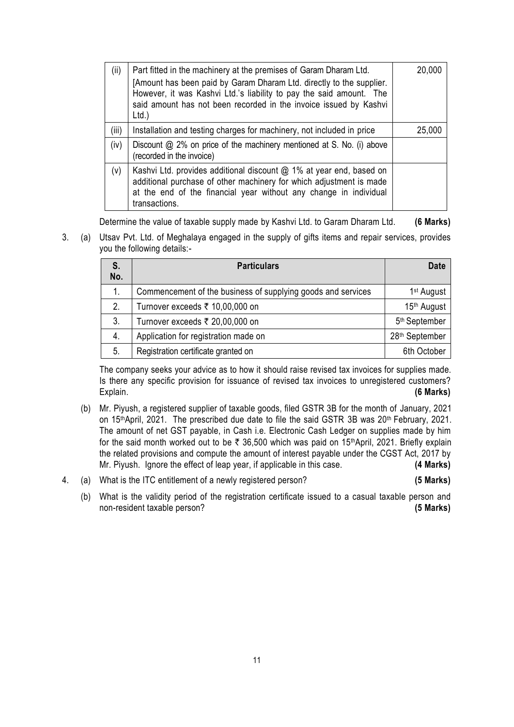| | | |
|---|---|---|
| (ii) | Part fitted in the machinery at the premises of Garam Dharam Ltd. [Amount has been paid by Garam Dharam Ltd. directly to the supplier. However, it was Kashvi Ltd.'s liability to pay the said amount. The said amount has not been recorded in the invoice issued by Kashvi Ltd.) | 20,000 |
| (iii) | Installation and testing charges for machinery, not included in price | 25,000 |
| (iv) | Discount @ 2% on price of the machinery mentioned at S. No. (i) above (recorded in the invoice) | |
| (v) | Kashvi Ltd. provides additional discount @ 1% at year end, based on additional purchase of other machinery for which adjustment is made at the end of the financial year without any change in individual transactions. | |

Determine the value of taxable supply made by Kashvi Ltd. to Garam Dharam Ltd. **(6 Marks)**

3. (a) Utsav Pvt. Ltd. of Meghalaya engaged in the supply of gifts items and repair services, provides you the following details:-

| S. No. | Particulars | Date |
|---|---|---|
| 1. | Commencement of the business of supplying goods and services | 1st August |
| 2. | Turnover exceeds ₹ 10,00,000 on | 15th August |
| 3. | Turnover exceeds ₹ 20,00,000 on | 5th September |
| 4. | Application for registration made on | 28th September |
| 5. | Registration certificate granted on | 6th October |

The company seeks your advice as to how it should raise revised tax invoices for supplies made. Is there any specific provision for issuance of revised tax invoices to unregistered customers? Explain. **(6 Marks)**

(b) Mr. Piyush, a registered supplier of taxable goods, filed GSTR 3B for the month of January, 2021 on 15th April, 2021. The prescribed due date to file the said GSTR 3B was 20th February, 2021. The amount of net GST payable, in Cash i.e. Electronic Cash Ledger on supplies made by him for the said month worked out to be ₹ 36,500 which was paid on 15th April, 2021. Briefly explain the related provisions and compute the amount of interest payable under the CGST Act, 2017 by Mr. Piyush. Ignore the effect of leap year, if applicable in this case. **(4 Marks)**

4. (a) What is the ITC entitlement of a newly registered person? **(5 Marks)**

(b) What is the validity period of the registration certificate issued to a casual taxable person and non-resident taxable person? **(5 Marks)**